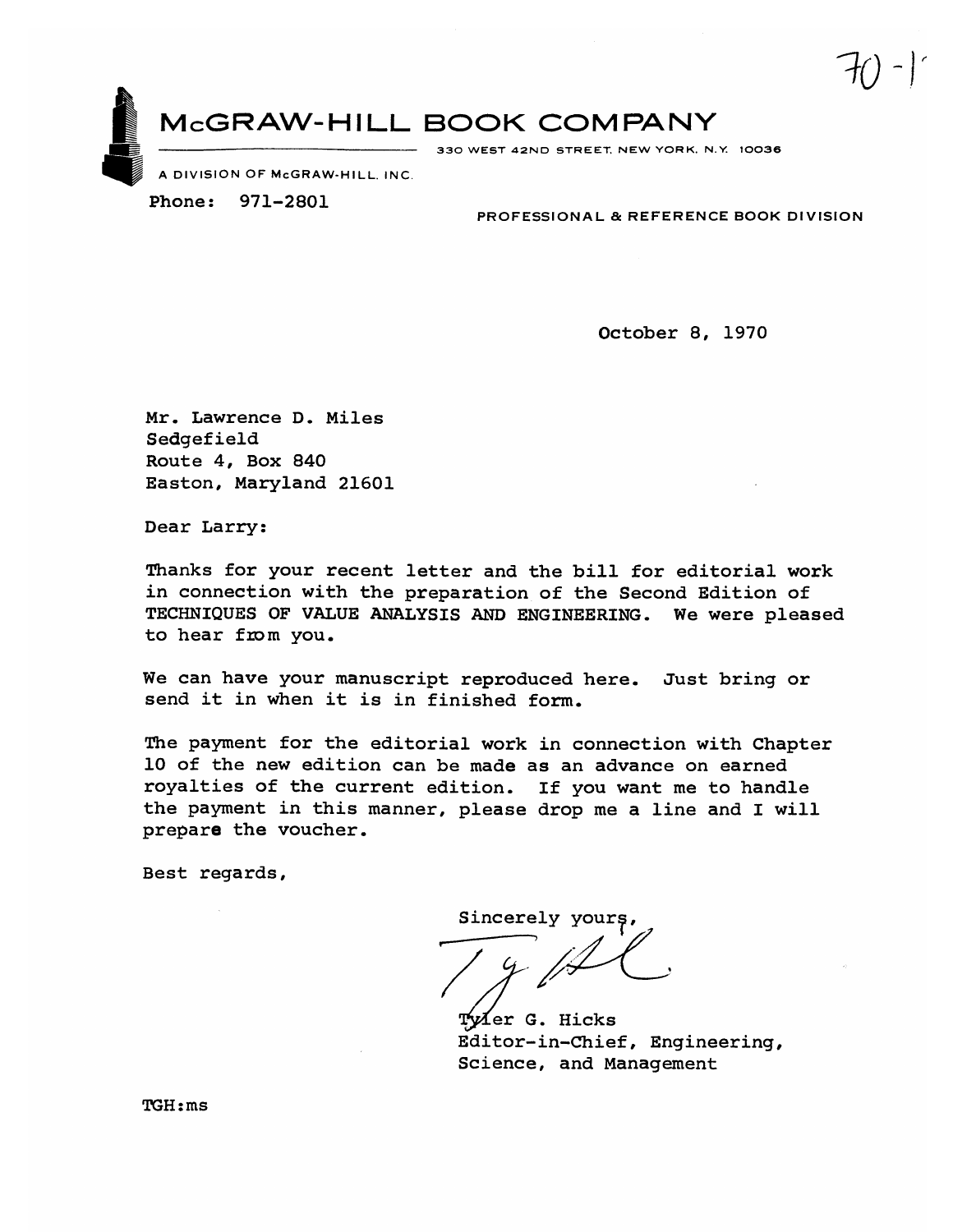70-1

# McGRAW-HILL BOOK COMPANY

330 WEST 42ND STREET, NEW YORK, N.Y. 10036

A DIVISION OF McGRAW-HILL, INC.

Phone: 971-2801

PROFESSIONAL & REFERENCE BOOK DIVISION

October 8, 1970

Mr. Lawrence D. Miles
Sedgefield
Route 4, Box 840
Easton, Maryland 21601

Dear Larry:

Thanks for your recent letter and the bill for editorial work in connection with the preparation of the Second Edition of TECHNIQUES OF VALUE ANALYSIS AND ENGINEERING. We were pleased to hear from you.

We can have your manuscript reproduced here. Just bring or send it in when it is in finished form.

The payment for the editorial work in connection with Chapter 10 of the new edition can be made as an advance on earned royalties of the current edition. If you want me to handle the payment in this manner, please drop me a line and I will prepare the voucher.

Best regards,

Sincerely yours,

Tyler G. Hicks
Editor-in-Chief, Engineering, Science, and Management

TGH:ms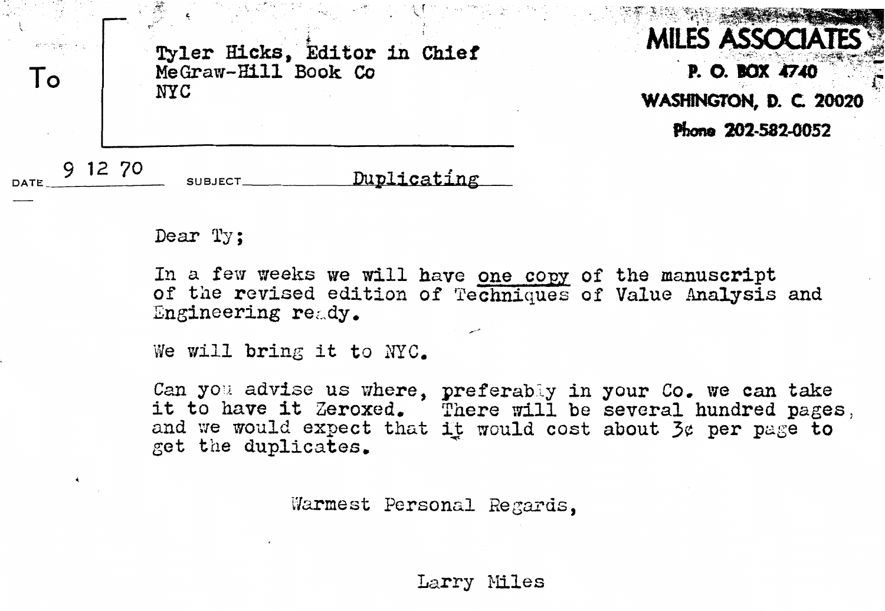**MILES ASSOCIATES**
P. O. BOX 4740
WASHINGTON, D. C. 20020
Phone 202-582-0052

To

Tyler Hicks, Editor in Chief
McGraw-Hill Book Co
NYC

DATE 9 12 70 SUBJECT Duplicating

Dear Ty;

In a few weeks we will have one copy of the manuscript of the revised edition of Techniques of Value Analysis and Engineering ready.

We will bring it to NYC.

Can you advise us where, preferably in your Co. we can take it to have it Zeroxed. There will be several hundred pages, and we would expect that it would cost about 3¢ per page to get the duplicates.

Warmest Personal Regards,

Larry Miles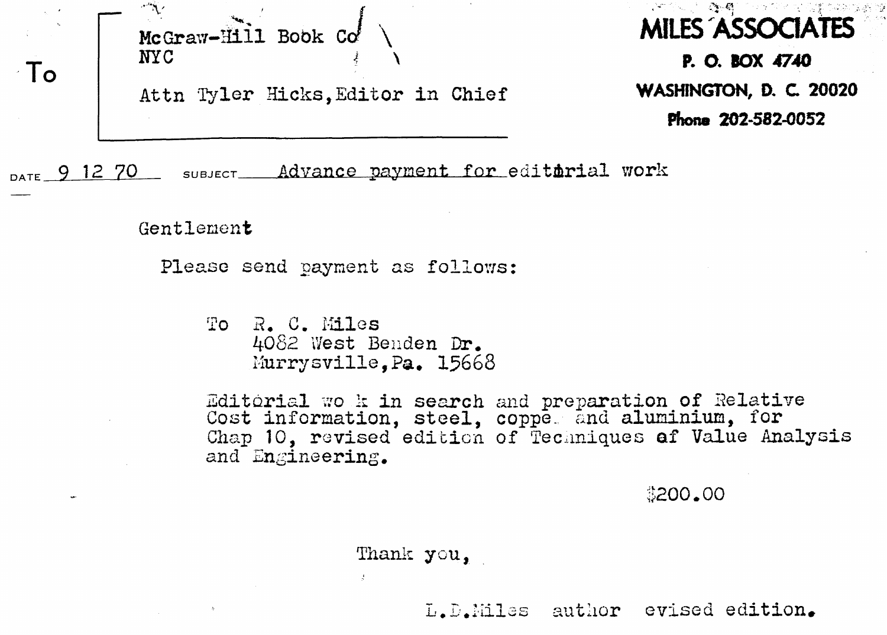To

McGraw-Hill Book Co
NYC

Attn Tyler Hicks, Editor in Chief

**MILES ASSOCIATES**
**P. O. BOX 4740**
**WASHINGTON, D. C. 20020**
**Phone 202-582-0052**

DATE 9 12 70 SUBJECT Advance payment for editirial work

Gentlement

Please send payment as follows:

To R. C. Miles
4082 West Benden Dr.
Murrysville, Pa. 15668

Editorial wo k in search and preparation of Relative Cost information, steel, coppe and aluminium, for Chap 10, revised edition of Techniques af Value Analysis and Engineering.

$200.00

Thank you,

L.D.Miles author evised edition.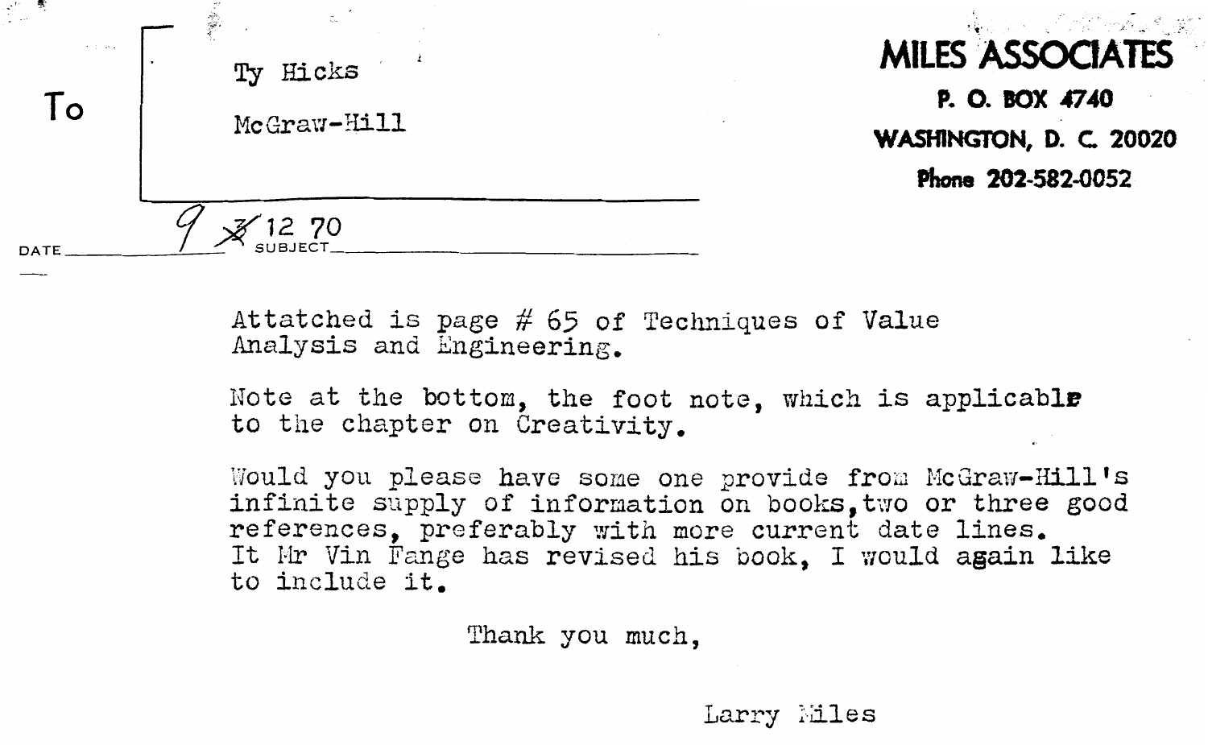To

Ty Hicks

McGraw-Hill

**MILES ASSOCIATES**

**P. O. BOX 4740**

**WASHINGTON, D. C. 20020**

**Phone 202-582-0052**

DATE 9 ~~3~~ 12 70 SUBJECT

Attatched is page # 65 of Techniques of Value Analysis and Engineering.

Note at the bottom, the foot note, which is applicable to the chapter on Creativity.

Would you please have some one provide from McGraw-Hill's infinite supply of information on books, two or three good references, preferably with more current date lines. It Mr Vin Fange has revised his book, I would again like to include it.

Thank you much,

Larry Miles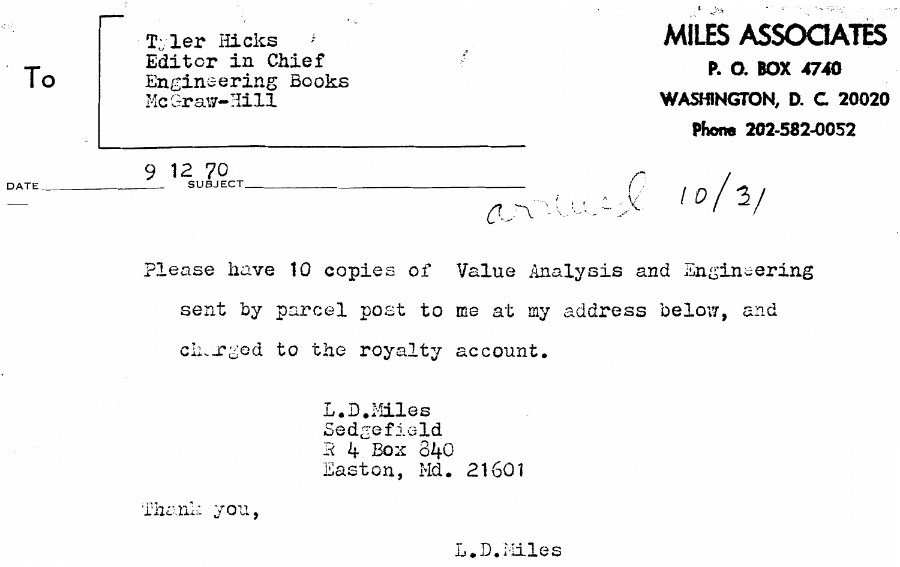**MILES ASSOCIATES**
**P. O. BOX 4740**
**WASHINGTON, D. C. 20020**
**Phone 202-582-0052**

To

Tyler Hicks
Editor in Chief
Engineering Books
McGraw-Hill

DATE 9 12 70 SUBJECT

arrived 10/31

Please have 10 copies of Value Analysis and Engineering sent by parcel post to me at my address below, and charged to the royalty account.

L.D.Miles
Sedgefield
R 4 Box 840
Easton, Md. 21601

Thank you,

L.D.Miles